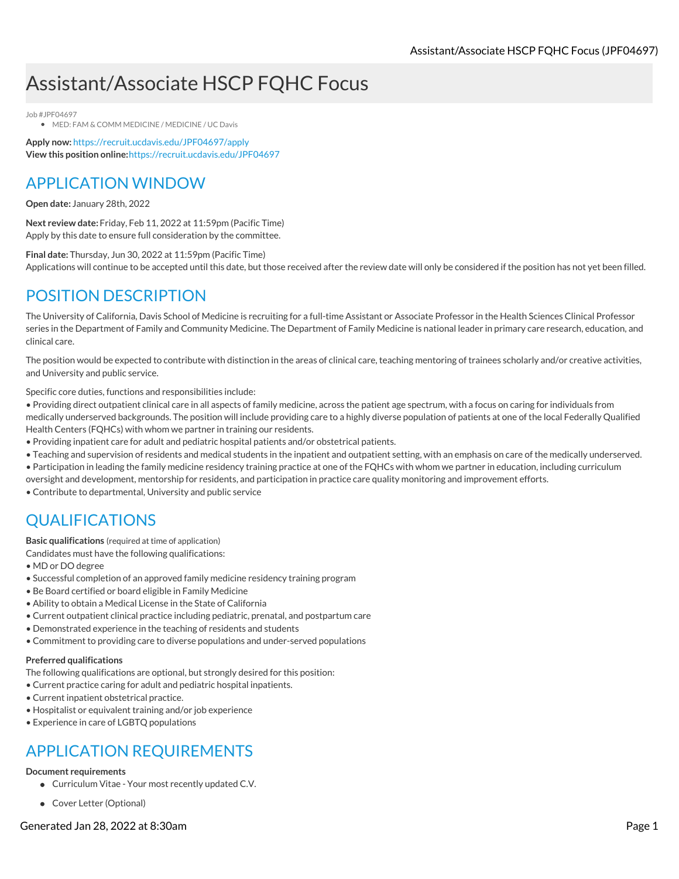# Assistant/Associate HSCP FQHC Focus

Job #JPF04697

- MED: FAM & COMM MEDICINE / MEDICINE / UC Davis

**Apply now:** https://recruit.ucdavis.edu/JPF04697/apply
**View this position online:** https://recruit.ucdavis.edu/JPF04697

## APPLICATION WINDOW

**Open date:** January 28th, 2022

**Next review date:** Friday, Feb 11, 2022 at 11:59pm (Pacific Time)
Apply by this date to ensure full consideration by the committee.

**Final date:** Thursday, Jun 30, 2022 at 11:59pm (Pacific Time)
Applications will continue to be accepted until this date, but those received after the review date will only be considered if the position has not yet been filled.

## POSITION DESCRIPTION

The University of California, Davis School of Medicine is recruiting for a full-time Assistant or Associate Professor in the Health Sciences Clinical Professor series in the Department of Family and Community Medicine. The Department of Family Medicine is national leader in primary care research, education, and clinical care.

The position would be expected to contribute with distinction in the areas of clinical care, teaching mentoring of trainees scholarly and/or creative activities, and University and public service.

Specific core duties, functions and responsibilities include:
• Providing direct outpatient clinical care in all aspects of family medicine, across the patient age spectrum, with a focus on caring for individuals from medically underserved backgrounds. The position will include providing care to a highly diverse population of patients at one of the local Federally Qualified Health Centers (FQHCs) with whom we partner in training our residents.
• Providing inpatient care for adult and pediatric hospital patients and/or obstetrical patients.
• Teaching and supervision of residents and medical students in the inpatient and outpatient setting, with an emphasis on care of the medically underserved.
• Participation in leading the family medicine residency training practice at one of the FQHCs with whom we partner in education, including curriculum oversight and development, mentorship for residents, and participation in practice care quality monitoring and improvement efforts.
• Contribute to departmental, University and public service

## QUALIFICATIONS

**Basic qualifications** (required at time of application)
Candidates must have the following qualifications:
• MD or DO degree
• Successful completion of an approved family medicine residency training program
• Be Board certified or board eligible in Family Medicine
• Ability to obtain a Medical License in the State of California
• Current outpatient clinical practice including pediatric, prenatal, and postpartum care
• Demonstrated experience in the teaching of residents and students
• Commitment to providing care to diverse populations and under-served populations

**Preferred qualifications**
The following qualifications are optional, but strongly desired for this position:
• Current practice caring for adult and pediatric hospital inpatients.
• Current inpatient obstetrical practice.
• Hospitalist or equivalent training and/or job experience
• Experience in care of LGBTQ populations

## APPLICATION REQUIREMENTS

**Document requirements**

- Curriculum Vitae - Your most recently updated C.V.
- Cover Letter (Optional)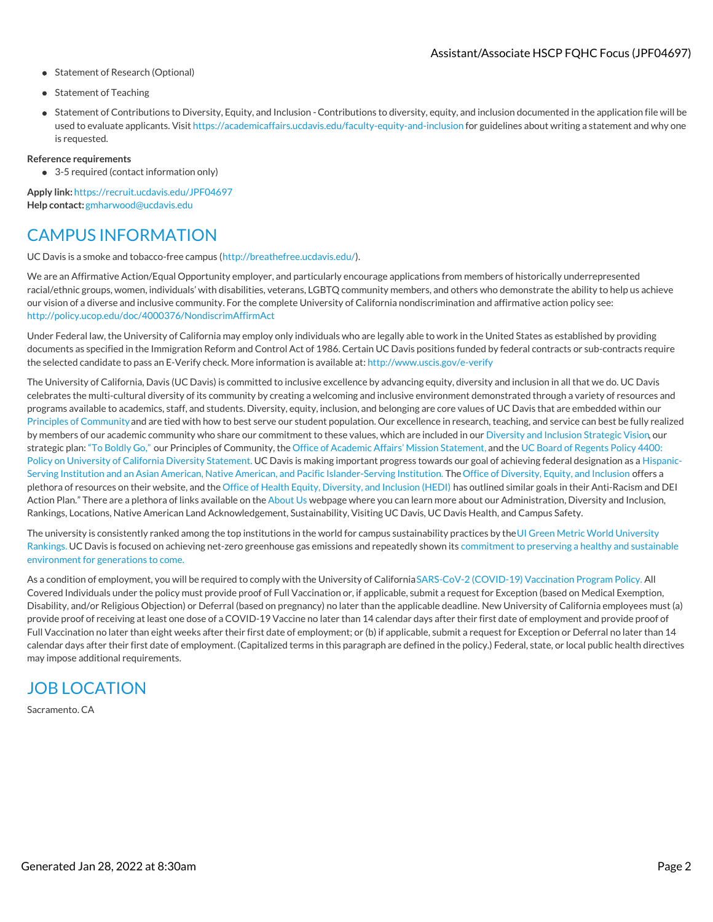- Statement of Research (Optional)
- Statement of Teaching
- Statement of Contributions to Diversity, Equity, and Inclusion - Contributions to diversity, equity, and inclusion documented in the application file will be used to evaluate applicants. Visit https://academicaffairs.ucdavis.edu/faculty-equity-and-inclusion for guidelines about writing a statement and why one is requested.

**Reference requirements**

- 3-5 required (contact information only)

**Apply link:** https://recruit.ucdavis.edu/JPF04697
**Help contact:** gmharwood@ucdavis.edu

## CAMPUS INFORMATION

UC Davis is a smoke and tobacco-free campus (http://breathefree.ucdavis.edu/).

We are an Affirmative Action/Equal Opportunity employer, and particularly encourage applications from members of historically underrepresented racial/ethnic groups, women, individuals' with disabilities, veterans, LGBTQ community members, and others who demonstrate the ability to help us achieve our vision of a diverse and inclusive community. For the complete University of California nondiscrimination and affirmative action policy see: http://policy.ucop.edu/doc/4000376/NondiscrimAffirmAct

Under Federal law, the University of California may employ only individuals who are legally able to work in the United States as established by providing documents as specified in the Immigration Reform and Control Act of 1986. Certain UC Davis positions funded by federal contracts or sub-contracts require the selected candidate to pass an E-Verify check. More information is available at: http://www.uscis.gov/e-verify

The University of California, Davis (UC Davis) is committed to inclusive excellence by advancing equity, diversity and inclusion in all that we do. UC Davis celebrates the multi-cultural diversity of its community by creating a welcoming and inclusive environment demonstrated through a variety of resources and programs available to academics, staff, and students. Diversity, equity, inclusion, and belonging are core values of UC Davis that are embedded within our Principles of Community and are tied with how to best serve our student population. Our excellence in research, teaching, and service can best be fully realized by members of our academic community who share our commitment to these values, which are included in our Diversity and Inclusion Strategic Vision, our strategic plan: "To Boldly Go," our Principles of Community, the Office of Academic Affairs' Mission Statement, and the UC Board of Regents Policy 4400: Policy on University of California Diversity Statement. UC Davis is making important progress towards our goal of achieving federal designation as a Hispanic-Serving Institution and an Asian American, Native American, and Pacific Islander-Serving Institution. The Office of Diversity, Equity, and Inclusion offers a plethora of resources on their website, and the Office of Health Equity, Diversity, and Inclusion (HEDI) has outlined similar goals in their Anti-Racism and DEI Action Plan." There are a plethora of links available on the About Us webpage where you can learn more about our Administration, Diversity and Inclusion, Rankings, Locations, Native American Land Acknowledgement, Sustainability, Visiting UC Davis, UC Davis Health, and Campus Safety.

The university is consistently ranked among the top institutions in the world for campus sustainability practices by the UI Green Metric World University Rankings. UC Davis is focused on achieving net-zero greenhouse gas emissions and repeatedly shown its commitment to preserving a healthy and sustainable environment for generations to come.

As a condition of employment, you will be required to comply with the University of California SARS-CoV-2 (COVID-19) Vaccination Program Policy. All Covered Individuals under the policy must provide proof of Full Vaccination or, if applicable, submit a request for Exception (based on Medical Exemption, Disability, and/or Religious Objection) or Deferral (based on pregnancy) no later than the applicable deadline. New University of California employees must (a) provide proof of receiving at least one dose of a COVID-19 Vaccine no later than 14 calendar days after their first date of employment and provide proof of Full Vaccination no later than eight weeks after their first date of employment; or (b) if applicable, submit a request for Exception or Deferral no later than 14 calendar days after their first date of employment. (Capitalized terms in this paragraph are defined in the policy.) Federal, state, or local public health directives may impose additional requirements.

## JOB LOCATION

Sacramento. CA